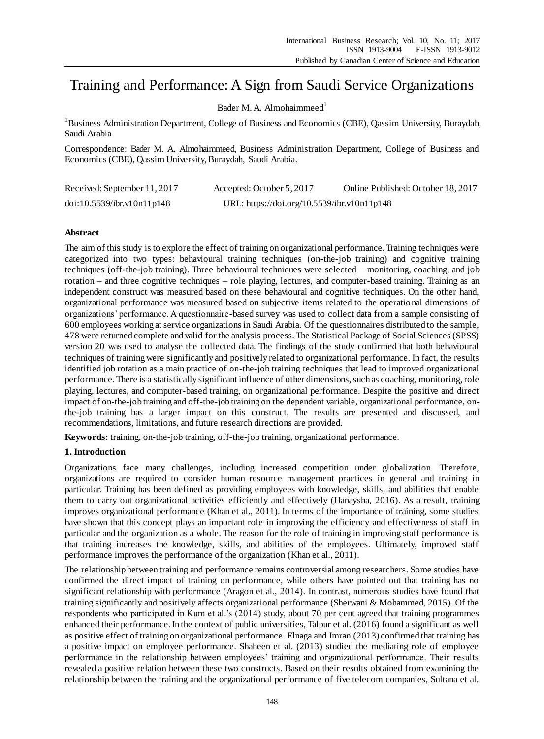# Training and Performance: A Sign from Saudi Service Organizations

Bader M. A. Almohaimmeed[1]

[1]Business Administration Department, College of Business and Economics (CBE), Qassim University, Buraydah, Saudi Arabia

Correspondence: Bader M. A. Almohaimmeed, Business Administration Department, College of Business and Economics (CBE), Qassim University, Buraydah, Saudi Arabia.

Received: September 11, 2017 Accepted: October 5, 2017 Online Published: October 18, 2017

doi:10.5539/ibr.v10n11p148 URL: https://doi.org/10.5539/ibr.v10n11p148

## Abstract

The aim of this study is to explore the effect of training on organizational performance. Training techniques were categorized into two types: behavioural training techniques (on-the-job training) and cognitive training techniques (off-the-job training). Three behavioural techniques were selected – monitoring, coaching, and job rotation – and three cognitive techniques – role playing, lectures, and computer-based training. Training as an independent construct was measured based on these behavioural and cognitive techniques. On the other hand, organizational performance was measured based on subjective items related to the operational dimensions of organizations' performance. A questionnaire-based survey was used to collect data from a sample consisting of 600 employees working at service organizations in Saudi Arabia. Of the questionnaires distributed to the sample, 478 were returned complete and valid for the analysis process. The Statistical Package of Social Sciences (SPSS) version 20 was used to analyse the collected data. The findings of the study confirmed that both behavioural techniques of training were significantly and positively related to organizational performance. In fact, the results identified job rotation as a main practice of on-the-job training techniques that lead to improved organizational performance. There is a statistically significant influence of other dimensions, such as coaching, monitoring, role playing, lectures, and computer-based training, on organizational performance. Despite the positive and direct impact of on-the-job training and off-the-job training on the dependent variable, organizational performance, on-the-job training has a larger impact on this construct. The results are presented and discussed, and recommendations, limitations, and future research directions are provided.

**Keywords**: training, on-the-job training, off-the-job training, organizational performance.

## 1. Introduction

Organizations face many challenges, including increased competition under globalization. Therefore, organizations are required to consider human resource management practices in general and training in particular. Training has been defined as providing employees with knowledge, skills, and abilities that enable them to carry out organizational activities efficiently and effectively (Hanaysha, 2016). As a result, training improves organizational performance (Khan et al., 2011). In terms of the importance of training, some studies have shown that this concept plays an important role in improving the efficiency and effectiveness of staff in particular and the organization as a whole. The reason for the role of training in improving staff performance is that training increases the knowledge, skills, and abilities of the employees. Ultimately, improved staff performance improves the performance of the organization (Khan et al., 2011).

The relationship between training and performance remains controversial among researchers. Some studies have confirmed the direct impact of training on performance, while others have pointed out that training has no significant relationship with performance (Aragon et al., 2014). In contrast, numerous studies have found that training significantly and positively affects organizational performance (Sherwani & Mohammed, 2015). Of the respondents who participated in Kum et al.'s (2014) study, about 70 per cent agreed that training programmes enhanced their performance. In the context of public universities, Talpur et al. (2016) found a significant as well as positive effect of training on organizational performance. Elnaga and Imran (2013) confirmed that training has a positive impact on employee performance. Shaheen et al. (2013) studied the mediating role of employee performance in the relationship between employees' training and organizational performance. Their results revealed a positive relation between these two constructs. Based on their results obtained from examining the relationship between the training and the organizational performance of five telecom companies, Sultana et al.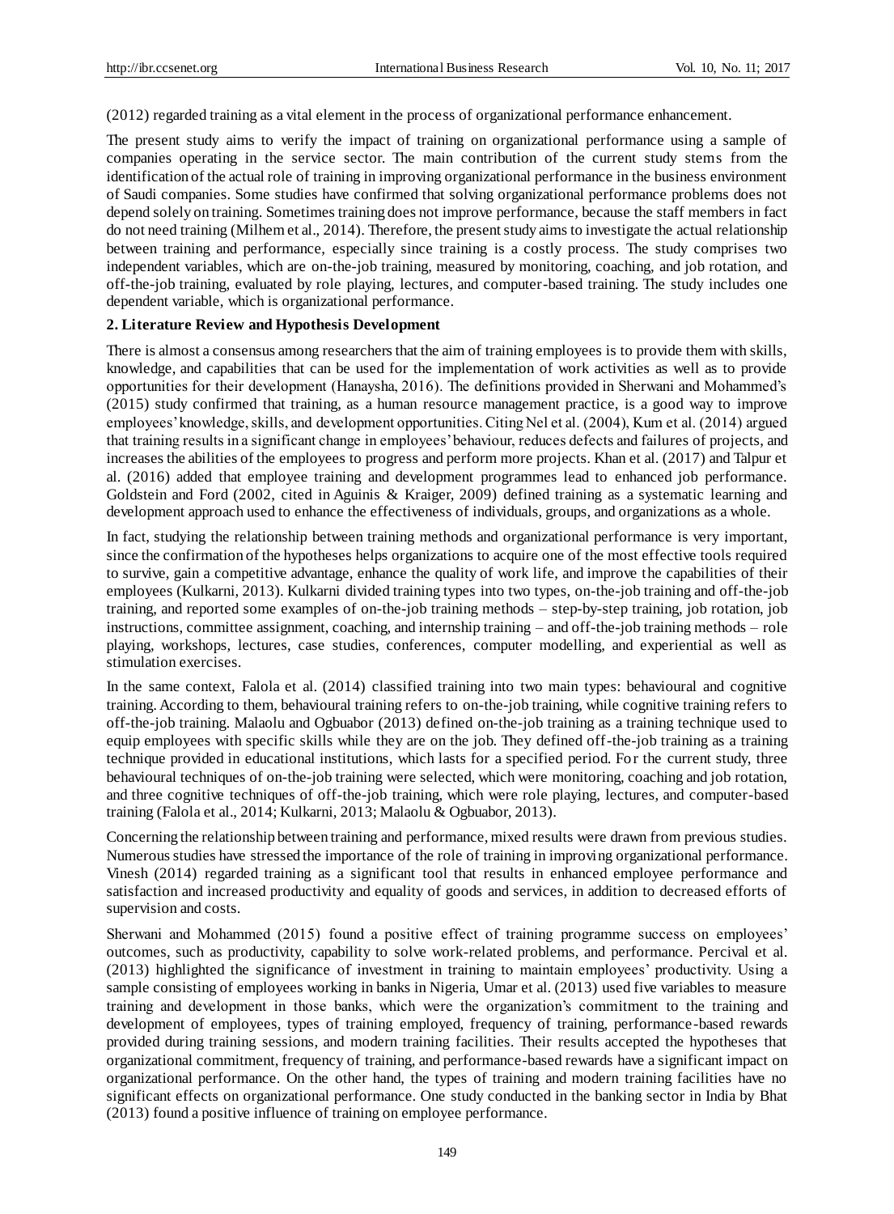(2012) regarded training as a vital element in the process of organizational performance enhancement.

The present study aims to verify the impact of training on organizational performance using a sample of companies operating in the service sector. The main contribution of the current study stems from the identification of the actual role of training in improving organizational performance in the business environment of Saudi companies. Some studies have confirmed that solving organizational performance problems does not depend solely on training. Sometimes training does not improve performance, because the staff members in fact do not need training (Milhem et al., 2014). Therefore, the present study aims to investigate the actual relationship between training and performance, especially since training is a costly process. The study comprises two independent variables, which are on-the-job training, measured by monitoring, coaching, and job rotation, and off-the-job training, evaluated by role playing, lectures, and computer-based training. The study includes one dependent variable, which is organizational performance.

## 2. Literature Review and Hypothesis Development

There is almost a consensus among researchers that the aim of training employees is to provide them with skills, knowledge, and capabilities that can be used for the implementation of work activities as well as to provide opportunities for their development (Hanaysha, 2016). The definitions provided in Sherwani and Mohammed's (2015) study confirmed that training, as a human resource management practice, is a good way to improve employees' knowledge, skills, and development opportunities. Citing Nel et al. (2004), Kum et al. (2014) argued that training results in a significant change in employees' behaviour, reduces defects and failures of projects, and increases the abilities of the employees to progress and perform more projects. Khan et al. (2017) and Talpur et al. (2016) added that employee training and development programmes lead to enhanced job performance. Goldstein and Ford (2002, cited in Aguinis & Kraiger, 2009) defined training as a systematic learning and development approach used to enhance the effectiveness of individuals, groups, and organizations as a whole.

In fact, studying the relationship between training methods and organizational performance is very important, since the confirmation of the hypotheses helps organizations to acquire one of the most effective tools required to survive, gain a competitive advantage, enhance the quality of work life, and improve the capabilities of their employees (Kulkarni, 2013). Kulkarni divided training types into two types, on-the-job training and off-the-job training, and reported some examples of on-the-job training methods – step-by-step training, job rotation, job instructions, committee assignment, coaching, and internship training – and off-the-job training methods – role playing, workshops, lectures, case studies, conferences, computer modelling, and experiential as well as stimulation exercises.

In the same context, Falola et al. (2014) classified training into two main types: behavioural and cognitive training. According to them, behavioural training refers to on-the-job training, while cognitive training refers to off-the-job training. Malaolu and Ogbuabor (2013) defined on-the-job training as a training technique used to equip employees with specific skills while they are on the job. They defined off-the-job training as a training technique provided in educational institutions, which lasts for a specified period. For the current study, three behavioural techniques of on-the-job training were selected, which were monitoring, coaching and job rotation, and three cognitive techniques of off-the-job training, which were role playing, lectures, and computer-based training (Falola et al., 2014; Kulkarni, 2013; Malaolu & Ogbuabor, 2013).

Concerning the relationship between training and performance, mixed results were drawn from previous studies. Numerous studies have stressed the importance of the role of training in improving organizational performance. Vinesh (2014) regarded training as a significant tool that results in enhanced employee performance and satisfaction and increased productivity and equality of goods and services, in addition to decreased efforts of supervision and costs.

Sherwani and Mohammed (2015) found a positive effect of training programme success on employees' outcomes, such as productivity, capability to solve work-related problems, and performance. Percival et al. (2013) highlighted the significance of investment in training to maintain employees' productivity. Using a sample consisting of employees working in banks in Nigeria, Umar et al. (2013) used five variables to measure training and development in those banks, which were the organization's commitment to the training and development of employees, types of training employed, frequency of training, performance-based rewards provided during training sessions, and modern training facilities. Their results accepted the hypotheses that organizational commitment, frequency of training, and performance-based rewards have a significant impact on organizational performance. On the other hand, the types of training and modern training facilities have no significant effects on organizational performance. One study conducted in the banking sector in India by Bhat (2013) found a positive influence of training on employee performance.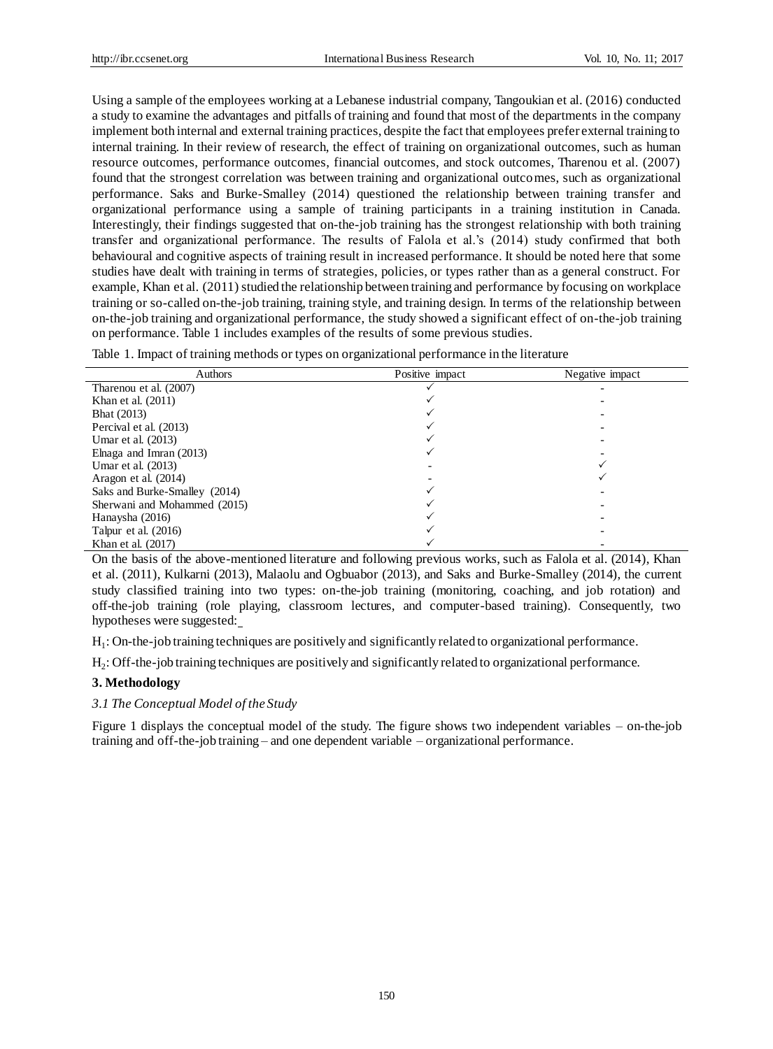Using a sample of the employees working at a Lebanese industrial company, Tangoukian et al. (2016) conducted a study to examine the advantages and pitfalls of training and found that most of the departments in the company implement both internal and external training practices, despite the fact that employees prefer external training to internal training. In their review of research, the effect of training on organizational outcomes, such as human resource outcomes, performance outcomes, financial outcomes, and stock outcomes, Tharenou et al. (2007) found that the strongest correlation was between training and organizational outcomes, such as organizational performance. Saks and Burke-Smalley (2014) questioned the relationship between training transfer and organizational performance using a sample of training participants in a training institution in Canada. Interestingly, their findings suggested that on-the-job training has the strongest relationship with both training transfer and organizational performance. The results of Falola et al.'s (2014) study confirmed that both behavioural and cognitive aspects of training result in increased performance. It should be noted here that some studies have dealt with training in terms of strategies, policies, or types rather than as a general construct. For example, Khan et al. (2011) studied the relationship between training and performance by focusing on workplace training or so-called on-the-job training, training style, and training design. In terms of the relationship between on-the-job training and organizational performance, the study showed a significant effect of on-the-job training on performance. Table 1 includes examples of the results of some previous studies.

Table 1. Impact of training methods or types on organizational performance in the literature

| Authors | Positive impact | Negative impact |
|---|---|---|
| Tharenou et al. (2007) | ✓ | - |
| Khan et al. (2011) | ✓ | - |
| Bhat (2013) | ✓ | - |
| Percival et al. (2013) | ✓ | - |
| Umar et al. (2013) | ✓ | - |
| Elnaga and Imran (2013) | ✓ | - |
| Umar et al. (2013) | - | ✓ |
| Aragon et al. (2014) | - | ✓ |
| Saks and Burke-Smalley (2014) | ✓ | - |
| Sherwani and Mohammed (2015) | ✓ | - |
| Hanaysha (2016) | ✓ | - |
| Talpur et al. (2016) | ✓ | - |
| Khan et al. (2017) | ✓ | - |

On the basis of the above-mentioned literature and following previous works, such as Falola et al. (2014), Khan et al. (2011), Kulkarni (2013), Malaolu and Ogbuabor (2013), and Saks and Burke-Smalley (2014), the current study classified training into two types: on-the-job training (monitoring, coaching, and job rotation) and off-the-job training (role playing, classroom lectures, and computer-based training). Consequently, two hypotheses were suggested:

$H_1$: On-the-job training techniques are positively and significantly related to organizational performance.

$H_2$: Off-the-job training techniques are positively and significantly related to organizational performance.

## 3. Methodology

### *3.1 The Conceptual Model of the Study*

Figure 1 displays the conceptual model of the study. The figure shows two independent variables – on-the-job training and off-the-job training – and one dependent variable – organizational performance.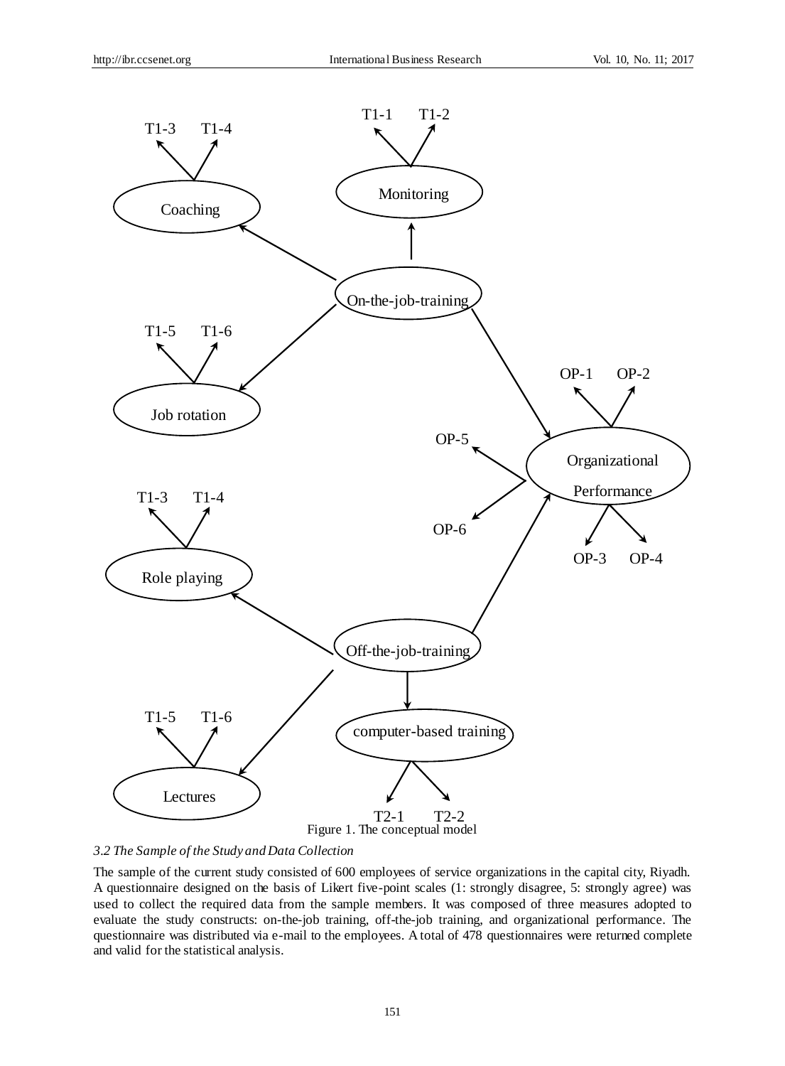T1-3 T1-4

T1-1 T1-2

Monitoring

Coaching

On-the-job-training

T1-5 T1-6

Job rotation

OP-1 OP-2

OP-5

Organizational Performance

T1-3 T1-4

OP-6

OP-3 OP-4

Role playing

Off-the-job-training

T1-5 T1-6

computer-based training

Lectures

T2-1 T2-2

Figure 1. The conceptual model

### *3.2 The Sample of the Study and Data Collection*

The sample of the current study consisted of 600 employees of service organizations in the capital city, Riyadh. A questionnaire designed on the basis of Likert five-point scales (1: strongly disagree, 5: strongly agree) was used to collect the required data from the sample members. It was composed of three measures adopted to evaluate the study constructs: on-the-job training, off-the-job training, and organizational performance. The questionnaire was distributed via e-mail to the employees. A total of 478 questionnaires were returned complete and valid for the statistical analysis.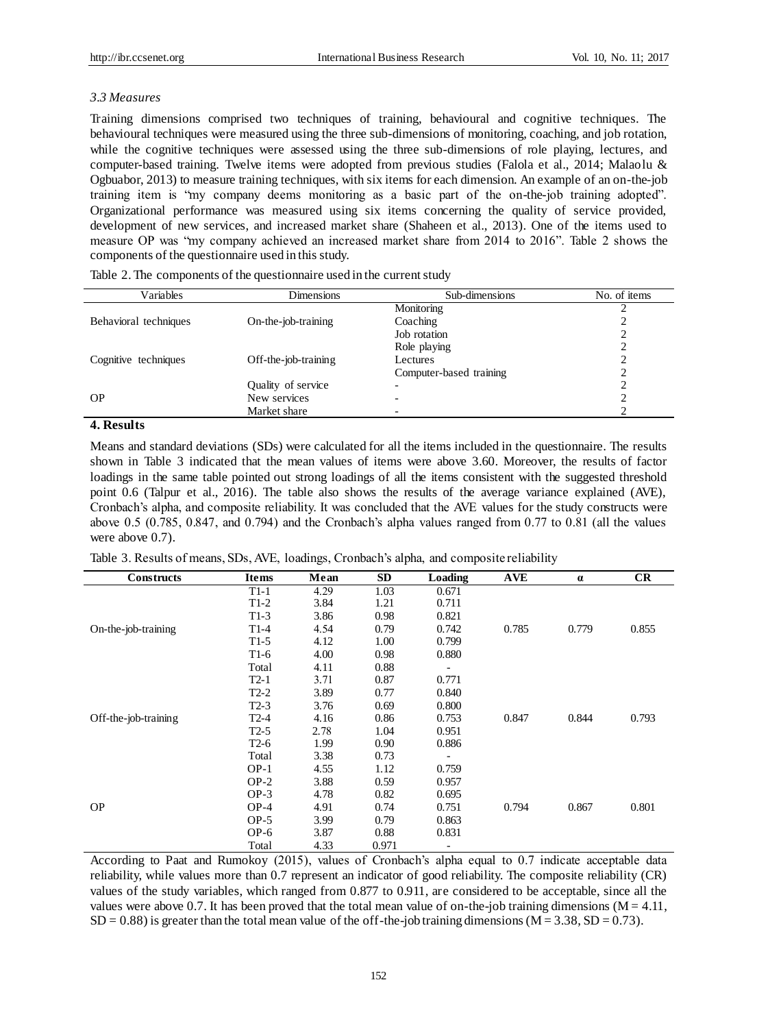### *3.3 Measures*

Training dimensions comprised two techniques of training, behavioural and cognitive techniques. The behavioural techniques were measured using the three sub-dimensions of monitoring, coaching, and job rotation, while the cognitive techniques were assessed using the three sub-dimensions of role playing, lectures, and computer-based training. Twelve items were adopted from previous studies (Falola et al., 2014; Malaolu & Ogbuabor, 2013) to measure training techniques, with six items for each dimension. An example of an on-the-job training item is "my company deems monitoring as a basic part of the on-the-job training adopted". Organizational performance was measured using six items concerning the quality of service provided, development of new services, and increased market share (Shaheen et al., 2013). One of the items used to measure OP was "my company achieved an increased market share from 2014 to 2016". Table 2 shows the components of the questionnaire used in this study.

Table 2. The components of the questionnaire used in the current study

| Variables | Dimensions | Sub-dimensions | No. of items |
|---|---|---|---|
| Behavioral techniques | On-the-job-training | Monitoring | 2 |
| | | Coaching | 2 |
| | | Job rotation | 2 |
| Cognitive techniques | Off-the-job-training | Role playing | 2 |
| | | Lectures | 2 |
| | | Computer-based training | 2 |
| OP | Quality of service | - | 2 |
| | New services | - | 2 |
| | Market share | - | 2 |

## 4. Results

Means and standard deviations (SDs) were calculated for all the items included in the questionnaire. The results shown in Table 3 indicated that the mean values of items were above 3.60. Moreover, the results of factor loadings in the same table pointed out strong loadings of all the items consistent with the suggested threshold point 0.6 (Talpur et al., 2016). The table also shows the results of the average variance explained (AVE), Cronbach's alpha, and composite reliability. It was concluded that the AVE values for the study constructs were above 0.5 (0.785, 0.847, and 0.794) and the Cronbach's alpha values ranged from 0.77 to 0.81 (all the values were above 0.7).

Table 3. Results of means, SDs, AVE, loadings, Cronbach's alpha, and composite reliability

| Constructs | Items | Mean | SD | Loading | AVE | α | CR |
|---|---|---|---|---|---|---|---|
| On-the-job-training | T1-1 | 4.29 | 1.03 | 0.671 | 0.785 | 0.779 | 0.855 |
| | T1-2 | 3.84 | 1.21 | 0.711 | | | |
| | T1-3 | 3.86 | 0.98 | 0.821 | | | |
| | T1-4 | 4.54 | 0.79 | 0.742 | | | |
| | T1-5 | 4.12 | 1.00 | 0.799 | | | |
| | T1-6 | 4.00 | 0.98 | 0.880 | | | |
| | Total | 4.11 | 0.88 | - | | | |
| Off-the-job-training | T2-1 | 3.71 | 0.87 | 0.771 | 0.847 | 0.844 | 0.793 |
| | T2-2 | 3.89 | 0.77 | 0.840 | | | |
| | T2-3 | 3.76 | 0.69 | 0.800 | | | |
| | T2-4 | 4.16 | 0.86 | 0.753 | | | |
| | T2-5 | 2.78 | 1.04 | 0.951 | | | |
| | T2-6 | 1.99 | 0.90 | 0.886 | | | |
| | Total | 3.38 | 0.73 | - | | | |
| OP | OP-1 | 4.55 | 1.12 | 0.759 | 0.794 | 0.867 | 0.801 |
| | OP-2 | 3.88 | 0.59 | 0.957 | | | |
| | OP-3 | 4.78 | 0.82 | 0.695 | | | |
| | OP-4 | 4.91 | 0.74 | 0.751 | | | |
| | OP-5 | 3.99 | 0.79 | 0.863 | | | |
| | OP-6 | 3.87 | 0.88 | 0.831 | | | |
| | Total | 4.33 | 0.971 | - | | | |

According to Paat and Rumokoy (2015), values of Cronbach's alpha equal to 0.7 indicate acceptable data reliability, while values more than 0.7 represent an indicator of good reliability. The composite reliability (CR) values of the study variables, which ranged from 0.877 to 0.911, are considered to be acceptable, since all the values were above 0.7. It has been proved that the total mean value of on-the-job training dimensions ($M = 4.11$, $SD = 0.88$) is greater than the total mean value of the off-the-job training dimensions ($M = 3.38$, $SD = 0.73$).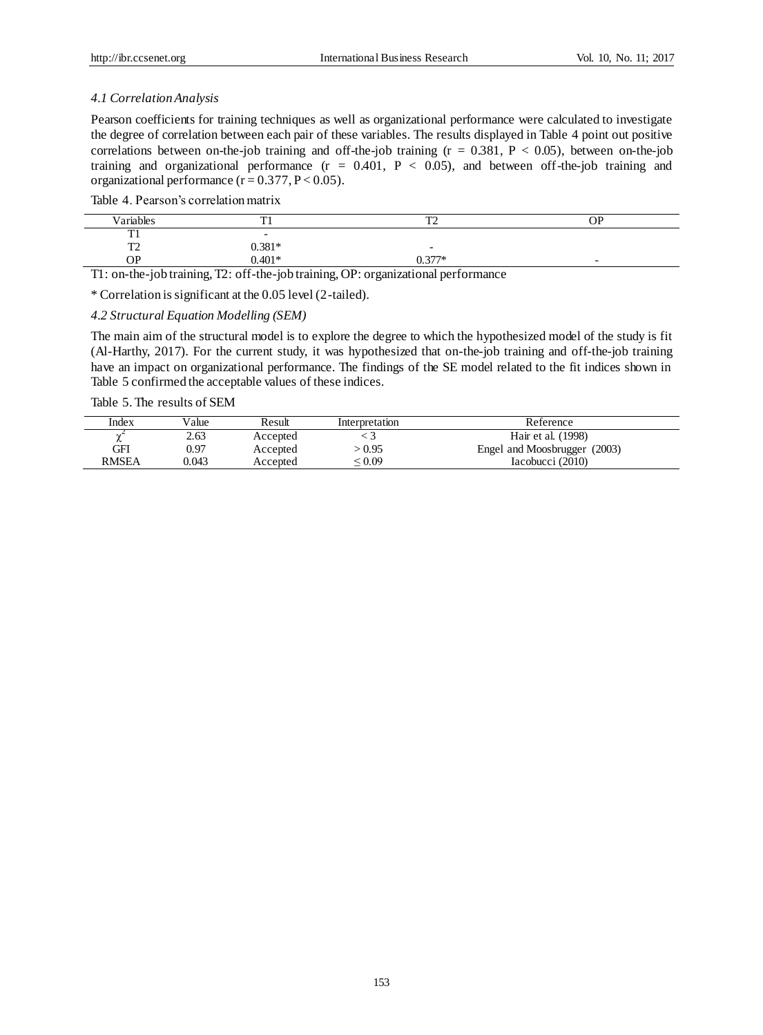### *4.1 Correlation Analysis*

Pearson coefficients for training techniques as well as organizational performance were calculated to investigate the degree of correlation between each pair of these variables. The results displayed in Table 4 point out positive correlations between on-the-job training and off-the-job training ($r = 0.381$, $P < 0.05$), between on-the-job training and organizational performance ($r = 0.401$, $P < 0.05$), and between off-the-job training and organizational performance ($r = 0.377$, $P < 0.05$).

Table 4. Pearson's correlation matrix

| Variables | T1 | T2 | OP |
|---|---|---|---|
| T1 | - | | |
| T2 | 0.381* | - | |
| OP | 0.401* | 0.377* | - |

T1: on-the-job training, T2: off-the-job training, OP: organizational performance

* Correlation is significant at the 0.05 level (2-tailed).

### *4.2 Structural Equation Modelling (SEM)*

The main aim of the structural model is to explore the degree to which the hypothesized model of the study is fit (Al-Harthy, 2017). For the current study, it was hypothesized that on-the-job training and off-the-job training have an impact on organizational performance. The findings of the SE model related to the fit indices shown in Table 5 confirmed the acceptable values of these indices.

Table 5. The results of SEM

| Index | Value | Result | Interpretation | Reference |
|---|---|---|---|---|
| $\chi^2$ | 2.63 | Accepted | $< 3$ | Hair et al. (1998) |
| GFI | 0.97 | Accepted | $> 0.95$ | Engel and Moosbrugger (2003) |
| RMSEA | 0.043 | Accepted | $\leq 0.09$ | Iacobucci (2010) |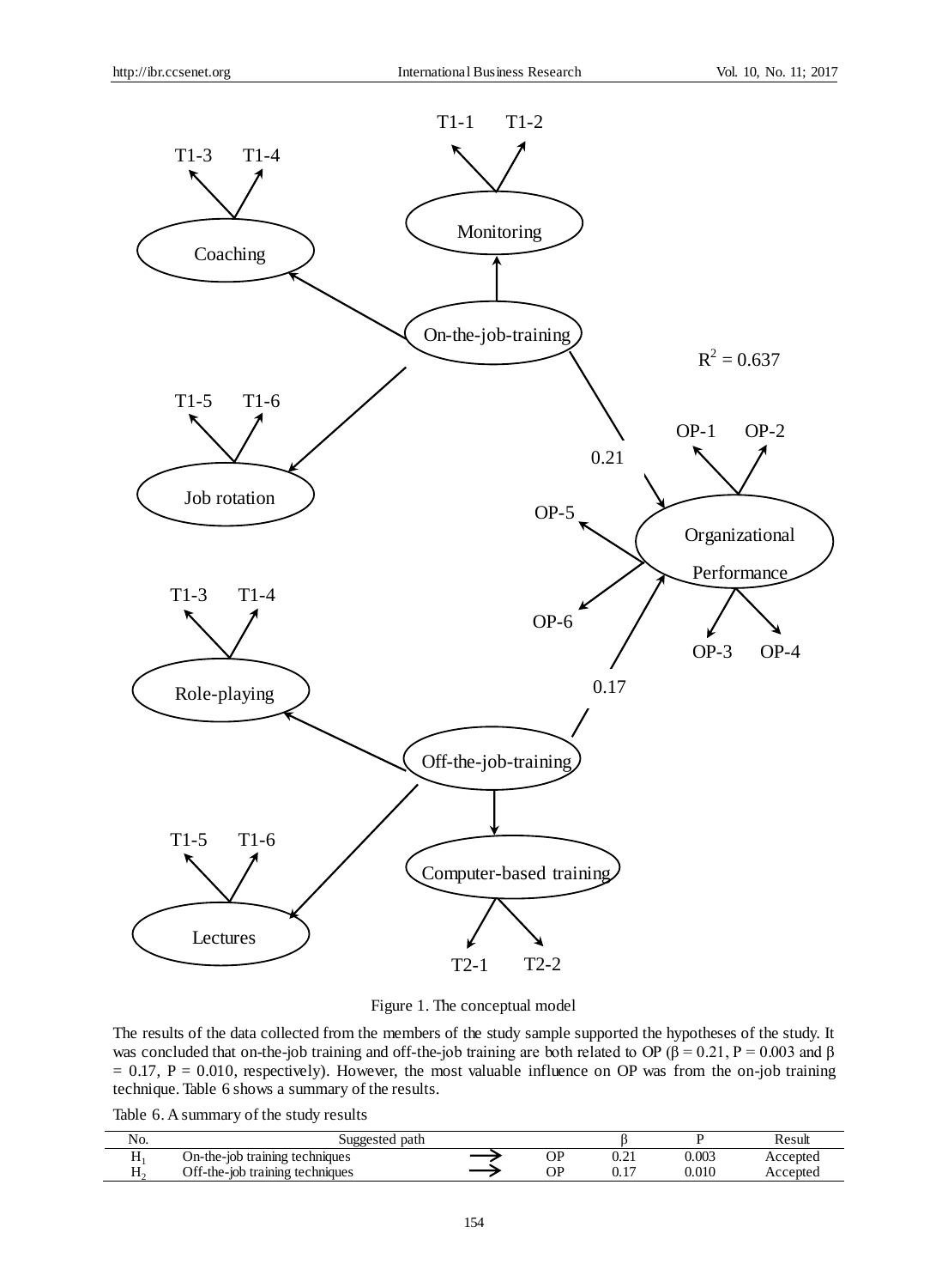Figure 1. The conceptual model

The results of the data collected from the members of the study sample supported the hypotheses of the study. It was concluded that on-the-job training and off-the-job training are both related to OP (β = 0.21, P = 0.003 and β = 0.17, P = 0.010, respectively). However, the most valuable influence on OP was from the on-job training technique. Table 6 shows a summary of the results.

Table 6. A summary of the study results

| No. | Suggested path | | | β | P | Result |
|---|---|---|---|---|---|---|
| $H_1$ | On-the-job training techniques | → | OP | 0.21 | 0.003 | Accepted |
| $H_2$ | Off-the-job training techniques | → | OP | 0.17 | 0.010 | Accepted |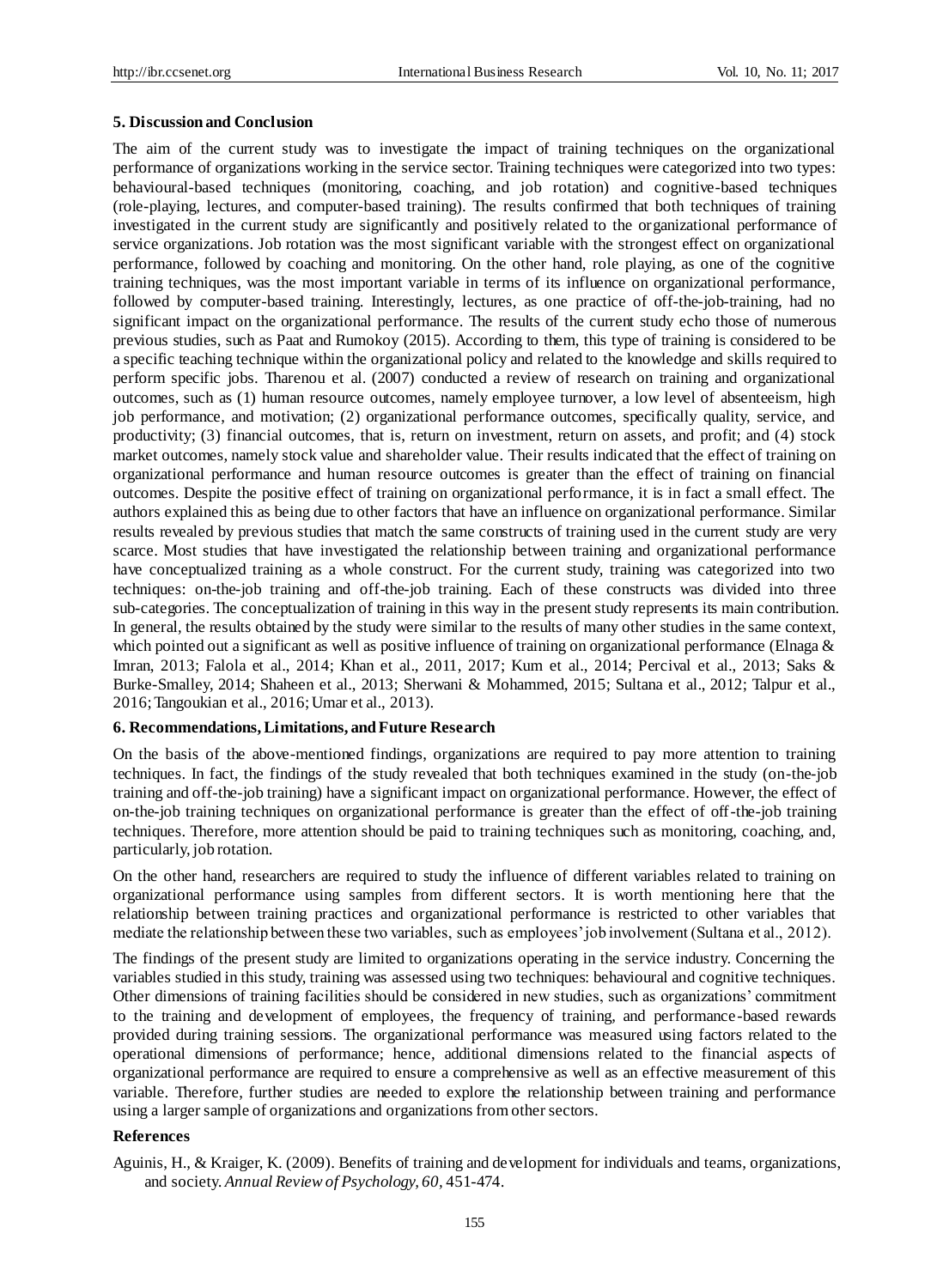## 5. Discussion and Conclusion

The aim of the current study was to investigate the impact of training techniques on the organizational performance of organizations working in the service sector. Training techniques were categorized into two types: behavioural-based techniques (monitoring, coaching, and job rotation) and cognitive-based techniques (role-playing, lectures, and computer-based training). The results confirmed that both techniques of training investigated in the current study are significantly and positively related to the organizational performance of service organizations. Job rotation was the most significant variable with the strongest effect on organizational performance, followed by coaching and monitoring. On the other hand, role playing, as one of the cognitive training techniques, was the most important variable in terms of its influence on organizational performance, followed by computer-based training. Interestingly, lectures, as one practice of off-the-job-training, had no significant impact on the organizational performance. The results of the current study echo those of numerous previous studies, such as Paat and Rumokoy (2015). According to them, this type of training is considered to be a specific teaching technique within the organizational policy and related to the knowledge and skills required to perform specific jobs. Tharenou et al. (2007) conducted a review of research on training and organizational outcomes, such as (1) human resource outcomes, namely employee turnover, a low level of absenteeism, high job performance, and motivation; (2) organizational performance outcomes, specifically quality, service, and productivity; (3) financial outcomes, that is, return on investment, return on assets, and profit; and (4) stock market outcomes, namely stock value and shareholder value. Their results indicated that the effect of training on organizational performance and human resource outcomes is greater than the effect of training on financial outcomes. Despite the positive effect of training on organizational performance, it is in fact a small effect. The authors explained this as being due to other factors that have an influence on organizational performance. Similar results revealed by previous studies that match the same constructs of training used in the current study are very scarce. Most studies that have investigated the relationship between training and organizational performance have conceptualized training as a whole construct. For the current study, training was categorized into two techniques: on-the-job training and off-the-job training. Each of these constructs was divided into three sub-categories. The conceptualization of training in this way in the present study represents its main contribution. In general, the results obtained by the study were similar to the results of many other studies in the same context, which pointed out a significant as well as positive influence of training on organizational performance (Elnaga & Imran, 2013; Falola et al., 2014; Khan et al., 2011, 2017; Kum et al., 2014; Percival et al., 2013; Saks & Burke-Smalley, 2014; Shaheen et al., 2013; Sherwani & Mohammed, 2015; Sultana et al., 2012; Talpur et al., 2016; Tangoukian et al., 2016; Umar et al., 2013).

## 6. Recommendations, Limitations, and Future Research

On the basis of the above-mentioned findings, organizations are required to pay more attention to training techniques. In fact, the findings of the study revealed that both techniques examined in the study (on-the-job training and off-the-job training) have a significant impact on organizational performance. However, the effect of on-the-job training techniques on organizational performance is greater than the effect of off-the-job training techniques. Therefore, more attention should be paid to training techniques such as monitoring, coaching, and, particularly, job rotation.

On the other hand, researchers are required to study the influence of different variables related to training on organizational performance using samples from different sectors. It is worth mentioning here that the relationship between training practices and organizational performance is restricted to other variables that mediate the relationship between these two variables, such as employees' job involvement (Sultana et al., 2012).

The findings of the present study are limited to organizations operating in the service industry. Concerning the variables studied in this study, training was assessed using two techniques: behavioural and cognitive techniques. Other dimensions of training facilities should be considered in new studies, such as organizations' commitment to the training and development of employees, the frequency of training, and performance-based rewards provided during training sessions. The organizational performance was measured using factors related to the operational dimensions of performance; hence, additional dimensions related to the financial aspects of organizational performance are required to ensure a comprehensive as well as an effective measurement of this variable. Therefore, further studies are needed to explore the relationship between training and performance using a larger sample of organizations and organizations from other sectors.

## References

Aguinis, H., & Kraiger, K. (2009). Benefits of training and development for individuals and teams, organizations, and society. *Annual Review of Psychology, 60*, 451-474.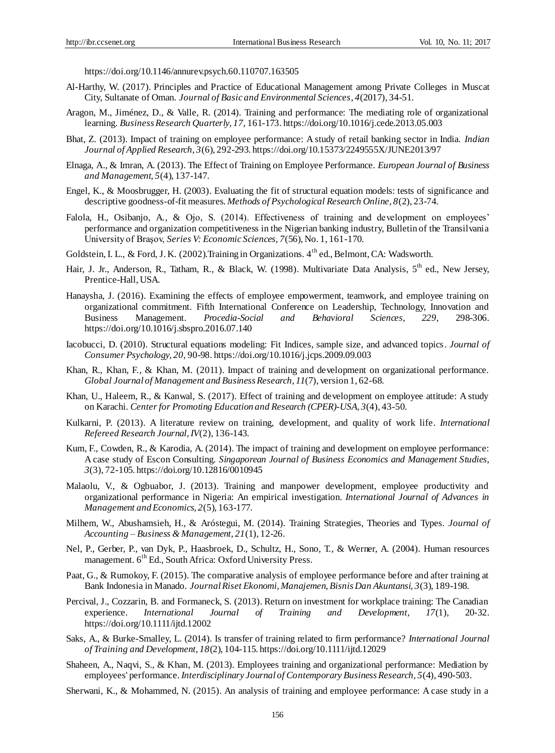https://doi.org/10.1146/annurev.psych.60.110707.163505

Al-Harthy, W. (2017). Principles and Practice of Educational Management among Private Colleges in Muscat City, Sultanate of Oman. *Journal of Basic and Environmental Sciences, 4*(2017), 34-51.

Aragon, M., Jiménez, D., & Valle, R. (2014). Training and performance: The mediating role of organizational learning. *Business Research Quarterly, 17,* 161-173. https://doi.org/10.1016/j.cede.2013.05.003

Bhat, Z. (2013). Impact of training on employee performance: A study of retail banking sector in India. *Indian Journal of Applied Research, 3*(6), 292-293. https://doi.org/10.15373/2249555X/JUNE2013/97

Elnaga, A., & Imran, A. (2013). The Effect of Training on Employee Performance. *European Journal of Business and Management, 5*(4), 137-147.

Engel, K., & Moosbrugger, H. (2003). Evaluating the fit of structural equation models: tests of significance and descriptive goodness-of-fit measures. *Methods of Psychological Research Online, 8*(2), 23-74.

Falola, H., Osibanjo, A., & Ojo, S. (2014). Effectiveness of training and development on employees' performance and organization competitiveness in the Nigerian banking industry, Bulletin of the Transilvania University of Braşov, *Series V: Economic Sciences, 7*(56), No. 1, 161-170.

Goldstein, I. L., & Ford, J. K. (2002).Training in Organizations. 4th ed., Belmont, CA: Wadsworth.

Hair, J. Jr., Anderson, R., Tatham, R., & Black, W. (1998). Multivariate Data Analysis, 5th ed., New Jersey, Prentice-Hall, USA.

Hanaysha, J. (2016). Examining the effects of employee empowerment, teamwork, and employee training on organizational commitment. Fifth International Conference on Leadership, Technology, Innovation and Business Management. *Procedia-Social and Behavioral Sciences, 229,* 298-306. https://doi.org/10.1016/j.sbspro.2016.07.140

Iacobucci, D. (2010). Structural equations modeling: Fit Indices, sample size, and advanced topics. *Journal of Consumer Psychology, 20,* 90-98. https://doi.org/10.1016/j.jcps.2009.09.003

Khan, R., Khan, F., & Khan, M. (2011). Impact of training and development on organizational performance. *Global Journal of Management and Business Research, 11*(7), version 1, 62-68.

Khan, U., Haleem, R., & Kanwal, S. (2017). Effect of training and development on employee attitude: A study on Karachi. *Center for Promoting Education and Research (CPER)-USA, 3*(4), 43-50.

Kulkarni, P. (2013). A literature review on training, development, and quality of work life. *International Refereed Research Journal, IV*(2), 136-143.

Kum, F., Cowden, R., & Karodia, A. (2014). The impact of training and development on employee performance: A case study of Escon Consulting. *Singaporean Journal of Business Economics and Management Studies, 3*(3), 72-105. https://doi.org/10.12816/0010945

Malaolu, V., & Ogbuabor, J. (2013). Training and manpower development, employee productivity and organizational performance in Nigeria: An empirical investigation. *International Journal of Advances in Management and Economics, 2*(5), 163-177.

Milhem, W., Abushamsieh, H., & Aróstegui, M. (2014). Training Strategies, Theories and Types. *Journal of Accounting – Business & Management, 21*(1), 12-26.

Nel, P., Gerber, P., van Dyk, P., Haasbroek, D., Schultz, H., Sono, T., & Werner, A. (2004). Human resources management. 6th Ed., South Africa: Oxford University Press.

Paat, G., & Rumokoy, F. (2015). The comparative analysis of employee performance before and after training at Bank Indonesia in Manado. *Journal Riset Ekonomi, Manajemen, Bisnis Dan Akuntansi, 3*(3), 189-198.

Percival, J., Cozzarin, B. and Formaneck, S. (2013). Return on investment for workplace training: The Canadian experience. *International Journal of Training and Development, 17*(1), 20-32. https://doi.org/10.1111/ijtd.12002

Saks, A., & Burke-Smalley, L. (2014). Is transfer of training related to firm performance? *International Journal of Training and Development, 18*(2), 104-115. https://doi.org/10.1111/ijtd.12029

Shaheen, A., Naqvi, S., & Khan, M. (2013). Employees training and organizational performance: Mediation by employees' performance. *Interdisciplinary Journal of Contemporary Business Research, 5*(4), 490-503.

Sherwani, K., & Mohammed, N. (2015). An analysis of training and employee performance: A case study in a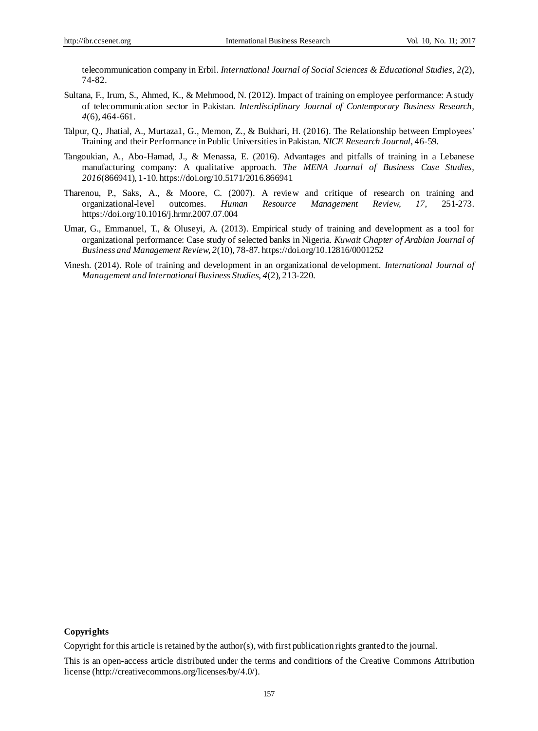telecommunication company in Erbil. *International Journal of Social Sciences & Educational Studies, 2(*2), 74-82.

Sultana, F., Irum, S., Ahmed, K., & Mehmood, N. (2012). Impact of training on employee performance: A study of telecommunication sector in Pakistan. *Interdisciplinary Journal of Contemporary Business Research, 4*(6), 464-661.

Talpur, Q., Jhatial, A., Murtaza1, G., Memon, Z., & Bukhari, H. (2016). The Relationship between Employees' Training and their Performance in Public Universities in Pakistan. *NICE Research Journal,* 46-59.

Tangoukian, A., Abo-Hamad, J., & Menassa, E. (2016). Advantages and pitfalls of training in a Lebanese manufacturing company: A qualitative approach. *The MENA Journal of Business Case Studies, 2016*(866941), 1-10. https://doi.org/10.5171/2016.866941

Tharenou, P., Saks, A., & Moore, C. (2007). A review and critique of research on training and organizational-level outcomes. *Human Resource Management Review, 17,* 251-273. https://doi.org/10.1016/j.hrmr.2007.07.004

Umar, G., Emmanuel, T., & Oluseyi, A. (2013). Empirical study of training and development as a tool for organizational performance: Case study of selected banks in Nigeria. *Kuwait Chapter of Arabian Journal of Business and Management Review, 2*(10), 78-87. https://doi.org/10.12816/0001252

Vinesh. (2014). Role of training and development in an organizational development. *International Journal of Management and International Business Studies, 4*(2), 213-220.

**Copyrights**

Copyright for this article is retained by the author(s), with first publication rights granted to the journal.

This is an open-access article distributed under the terms and conditions of the Creative Commons Attribution license (http://creativecommons.org/licenses/by/4.0/).